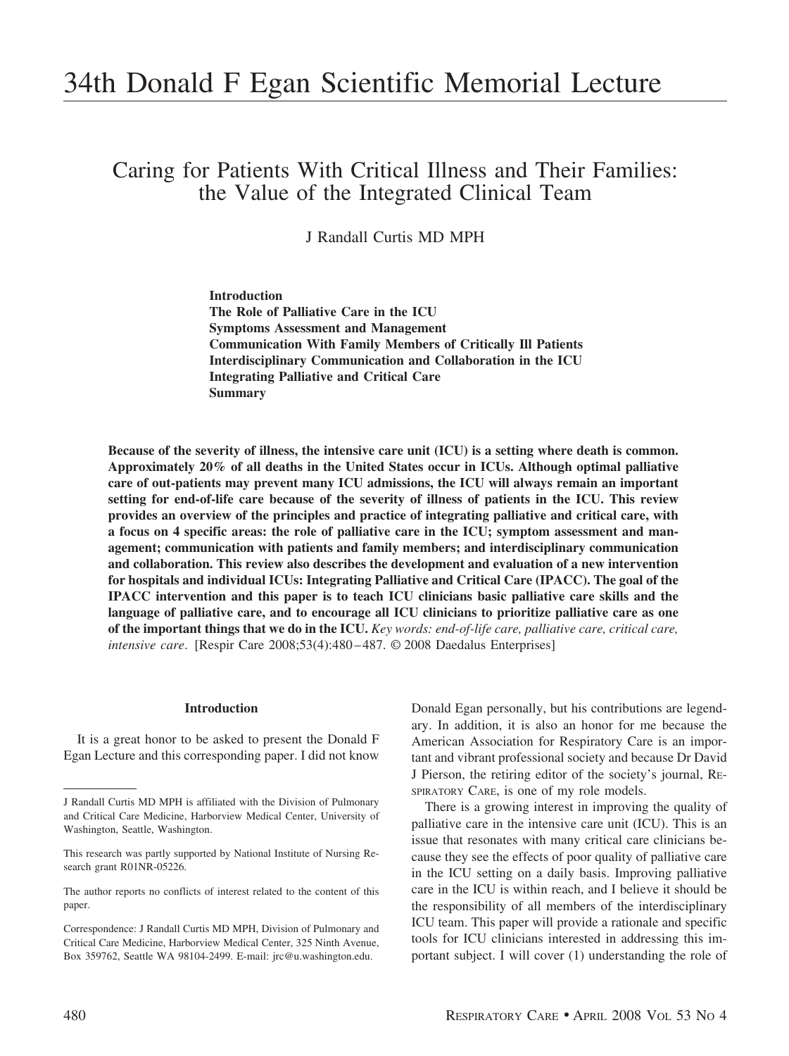# 34th Donald F Egan Scientific Memorial Lecture

## Caring for Patients With Critical Illness and Their Families: the Value of the Integrated Clinical Team

J Randall Curtis MD MPH

**Introduction**
**The Role of Palliative Care in the ICU**
**Symptoms Assessment and Management**
**Communication With Family Members of Critically Ill Patients**
**Interdisciplinary Communication and Collaboration in the ICU**
**Integrating Palliative and Critical Care**
**Summary**

**Because of the severity of illness, the intensive care unit (ICU) is a setting where death is common. Approximately 20% of all deaths in the United States occur in ICUs. Although optimal palliative care of out-patients may prevent many ICU admissions, the ICU will always remain an important setting for end-of-life care because of the severity of illness of patients in the ICU. This review provides an overview of the principles and practice of integrating palliative and critical care, with a focus on 4 specific areas: the role of palliative care in the ICU; symptom assessment and management; communication with patients and family members; and interdisciplinary communication and collaboration. This review also describes the development and evaluation of a new intervention for hospitals and individual ICUs: Integrating Palliative and Critical Care (IPACC). The goal of the IPACC intervention and this paper is to teach ICU clinicians basic palliative care skills and the language of palliative care, and to encourage all ICU clinicians to prioritize palliative care as one of the important things that we do in the ICU.** *Key words: end-of-life care, palliative care, critical care, intensive care*. [Respir Care 2008;53(4):480–487. © 2008 Daedalus Enterprises]

### Introduction

It is a great honor to be asked to present the Donald F Egan Lecture and this corresponding paper. I did not know Donald Egan personally, but his contributions are legendary. In addition, it is also an honor for me because the American Association for Respiratory Care is an important and vibrant professional society and because Dr David J Pierson, the retiring editor of the society's journal, Respiratory Care, is one of my role models.

There is a growing interest in improving the quality of palliative care in the intensive care unit (ICU). This is an issue that resonates with many critical care clinicians because they see the effects of poor quality of palliative care in the ICU setting on a daily basis. Improving palliative care in the ICU is within reach, and I believe it should be the responsibility of all members of the interdisciplinary ICU team. This paper will provide a rationale and specific tools for ICU clinicians interested in addressing this important subject. I will cover (1) understanding the role of

---

J Randall Curtis MD MPH is affiliated with the Division of Pulmonary and Critical Care Medicine, Harborview Medical Center, University of Washington, Seattle, Washington.

This research was partly supported by National Institute of Nursing Research grant R01NR-05226.

The author reports no conflicts of interest related to the content of this paper.

Correspondence: J Randall Curtis MD MPH, Division of Pulmonary and Critical Care Medicine, Harborview Medical Center, 325 Ninth Avenue, Box 359762, Seattle WA 98104-2499. E-mail: jrc@u.washington.edu.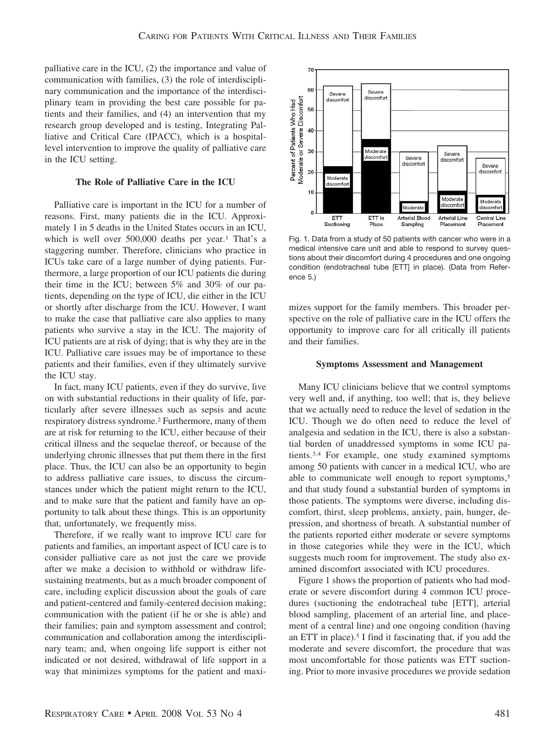palliative care in the ICU, (2) the importance and value of communication with families, (3) the role of interdisciplinary communication and the importance of the interdisciplinary team in providing the best care possible for patients and their families, and (4) an intervention that my research group developed and is testing, Integrating Palliative and Critical Care (IPACC), which is a hospital-level intervention to improve the quality of palliative care in the ICU setting.

### The Role of Palliative Care in the ICU

Palliative care is important in the ICU for a number of reasons. First, many patients die in the ICU. Approximately 1 in 5 deaths in the United States occurs in an ICU, which is well over 500,000 deaths per year.[1] That's a staggering number. Therefore, clinicians who practice in ICUs take care of a large number of dying patients. Furthermore, a large proportion of our ICU patients die during their time in the ICU; between 5% and 30% of our patients, depending on the type of ICU, die either in the ICU or shortly after discharge from the ICU. However, I want to make the case that palliative care also applies to many patients who survive a stay in the ICU. The majority of ICU patients are at risk of dying; that is why they are in the ICU. Palliative care issues may be of importance to these patients and their families, even if they ultimately survive the ICU stay.

In fact, many ICU patients, even if they do survive, live on with substantial reductions in their quality of life, particularly after severe illnesses such as sepsis and acute respiratory distress syndrome.[2] Furthermore, many of them are at risk for returning to the ICU, either because of their critical illness and the sequelae thereof, or because of the underlying chronic illnesses that put them there in the first place. Thus, the ICU can also be an opportunity to begin to address palliative care issues, to discuss the circumstances under which the patient might return to the ICU, and to make sure that the patient and family have an opportunity to talk about these things. This is an opportunity that, unfortunately, we frequently miss.

Therefore, if we really want to improve ICU care for patients and families, an important aspect of ICU care is to consider palliative care as not just the care we provide after we make a decision to withhold or withdraw life-sustaining treatments, but as a much broader component of care, including explicit discussion about the goals of care and patient-centered and family-centered decision making; communication with the patient (if he or she is able) and their families; pain and symptom assessment and control; communication and collaboration among the interdisciplinary team; and, when ongoing life support is either not indicated or not desired, withdrawal of life support in a way that minimizes symptoms for the patient and maximizes support for the family members. This broader perspective on the role of palliative care in the ICU offers the opportunity to improve care for all critically ill patients and their families.

Fig. 1. Data from a study of 50 patients with cancer who were in a medical intensive care unit and able to respond to survey questions about their discomfort during 4 procedures and one ongoing condition (endotracheal tube [ETT] in place). (Data from Reference 5.)

### Symptoms Assessment and Management

Many ICU clinicians believe that we control symptoms very well and, if anything, too well; that is, they believe that we actually need to reduce the level of sedation in the ICU. Though we do often need to reduce the level of analgesia and sedation in the ICU, there is also a substantial burden of unaddressed symptoms in some ICU patients.[3,4] For example, one study examined symptoms among 50 patients with cancer in a medical ICU, who are able to communicate well enough to report symptoms,[5] and that study found a substantial burden of symptoms in those patients. The symptoms were diverse, including discomfort, thirst, sleep problems, anxiety, pain, hunger, depression, and shortness of breath. A substantial number of the patients reported either moderate or severe symptoms in those categories while they were in the ICU, which suggests much room for improvement. The study also examined discomfort associated with ICU procedures.

Figure 1 shows the proportion of patients who had moderate or severe discomfort during 4 common ICU procedures (suctioning the endotracheal tube [ETT], arterial blood sampling, placement of an arterial line, and placement of a central line) and one ongoing condition (having an ETT in place).[5] I find it fascinating that, if you add the moderate and severe discomfort, the procedure that was most uncomfortable for those patients was ETT suctioning. Prior to more invasive procedures we provide sedation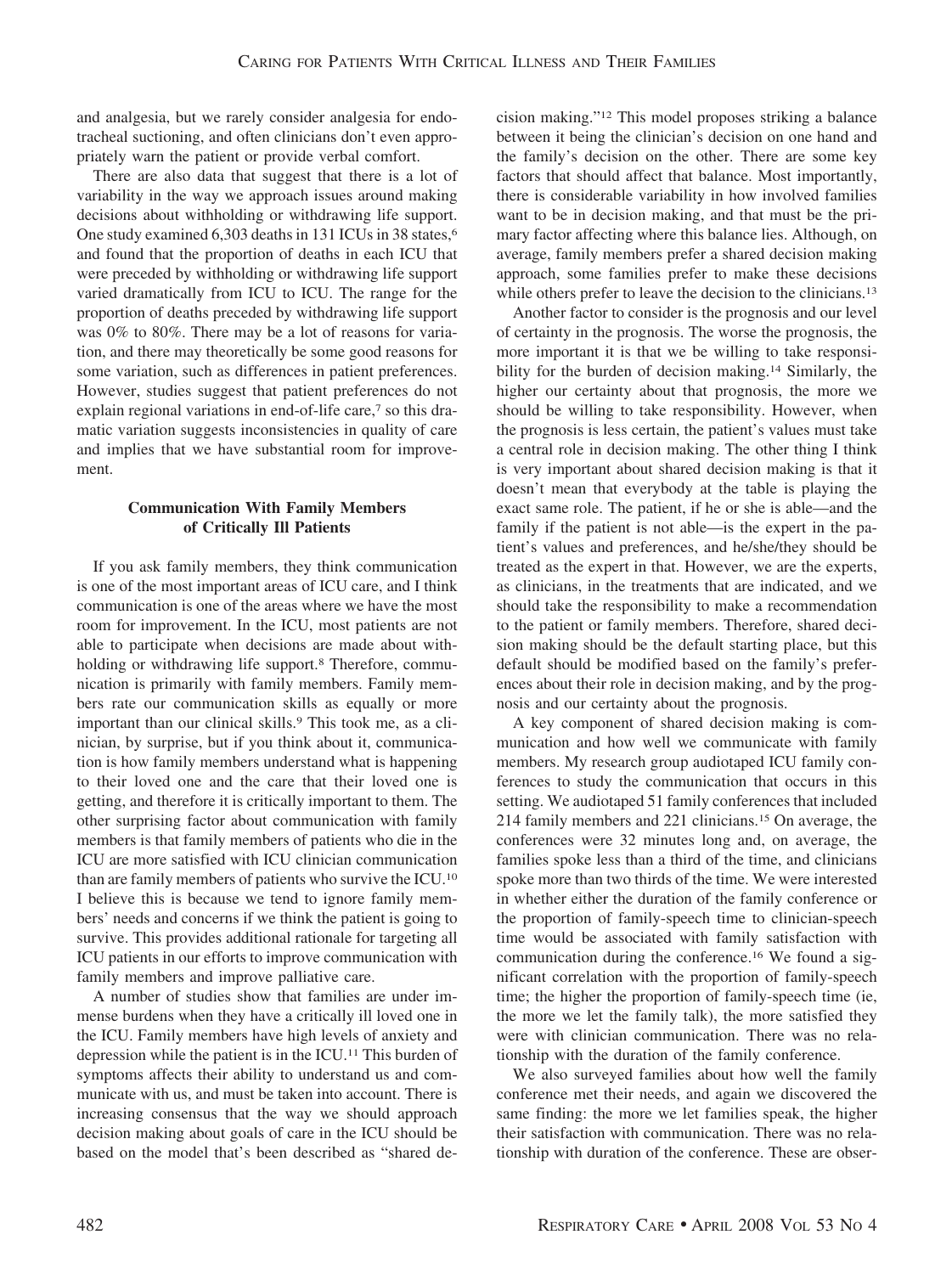and analgesia, but we rarely consider analgesia for endotracheal suctioning, and often clinicians don't even appropriately warn the patient or provide verbal comfort.

There are also data that suggest that there is a lot of variability in the way we approach issues around making decisions about withholding or withdrawing life support. One study examined 6,303 deaths in 131 ICUs in 38 states,[6] and found that the proportion of deaths in each ICU that were preceded by withholding or withdrawing life support varied dramatically from ICU to ICU. The range for the proportion of deaths preceded by withdrawing life support was 0% to 80%. There may be a lot of reasons for variation, and there may theoretically be some good reasons for some variation, such as differences in patient preferences. However, studies suggest that patient preferences do not explain regional variations in end-of-life care,[7] so this dramatic variation suggests inconsistencies in quality of care and implies that we have substantial room for improvement.

### Communication With Family Members of Critically Ill Patients

If you ask family members, they think communication is one of the most important areas of ICU care, and I think communication is one of the areas where we have the most room for improvement. In the ICU, most patients are not able to participate when decisions are made about withholding or withdrawing life support.[8] Therefore, communication is primarily with family members. Family members rate our communication skills as equally or more important than our clinical skills.[9] This took me, as a clinician, by surprise, but if you think about it, communication is how family members understand what is happening to their loved one and the care that their loved one is getting, and therefore it is critically important to them. The other surprising factor about communication with family members is that family members of patients who die in the ICU are more satisfied with ICU clinician communication than are family members of patients who survive the ICU.[10] I believe this is because we tend to ignore family members' needs and concerns if we think the patient is going to survive. This provides additional rationale for targeting all ICU patients in our efforts to improve communication with family members and improve palliative care.

A number of studies show that families are under immense burdens when they have a critically ill loved one in the ICU. Family members have high levels of anxiety and depression while the patient is in the ICU.[11] This burden of symptoms affects their ability to understand us and communicate with us, and must be taken into account. There is increasing consensus that the way we should approach decision making about goals of care in the ICU should be based on the model that's been described as "shared decision making."[12] This model proposes striking a balance between it being the clinician's decision on one hand and the family's decision on the other. There are some key factors that should affect that balance. Most importantly, there is considerable variability in how involved families want to be in decision making, and that must be the primary factor affecting where this balance lies. Although, on average, family members prefer a shared decision making approach, some families prefer to make these decisions while others prefer to leave the decision to the clinicians.[13]

Another factor to consider is the prognosis and our level of certainty in the prognosis. The worse the prognosis, the more important it is that we be willing to take responsibility for the burden of decision making.[14] Similarly, the higher our certainty about that prognosis, the more we should be willing to take responsibility. However, when the prognosis is less certain, the patient's values must take a central role in decision making. The other thing I think is very important about shared decision making is that it doesn't mean that everybody at the table is playing the exact same role. The patient, if he or she is able—and the family if the patient is not able—is the expert in the patient's values and preferences, and he/she/they should be treated as the expert in that. However, we are the experts, as clinicians, in the treatments that are indicated, and we should take the responsibility to make a recommendation to the patient or family members. Therefore, shared decision making should be the default starting place, but this default should be modified based on the family's preferences about their role in decision making, and by the prognosis and our certainty about the prognosis.

A key component of shared decision making is communication and how well we communicate with family members. My research group audiotaped ICU family conferences to study the communication that occurs in this setting. We audiotaped 51 family conferences that included 214 family members and 221 clinicians.[15] On average, the conferences were 32 minutes long and, on average, the families spoke less than a third of the time, and clinicians spoke more than two thirds of the time. We were interested in whether either the duration of the family conference or the proportion of family-speech time to clinician-speech time would be associated with family satisfaction with communication during the conference.[16] We found a significant correlation with the proportion of family-speech time; the higher the proportion of family-speech time (ie, the more we let the family talk), the more satisfied they were with clinician communication. There was no relationship with the duration of the family conference.

We also surveyed families about how well the family conference met their needs, and again we discovered the same finding: the more we let families speak, the higher their satisfaction with communication. There was no relationship with duration of the conference. These are obser-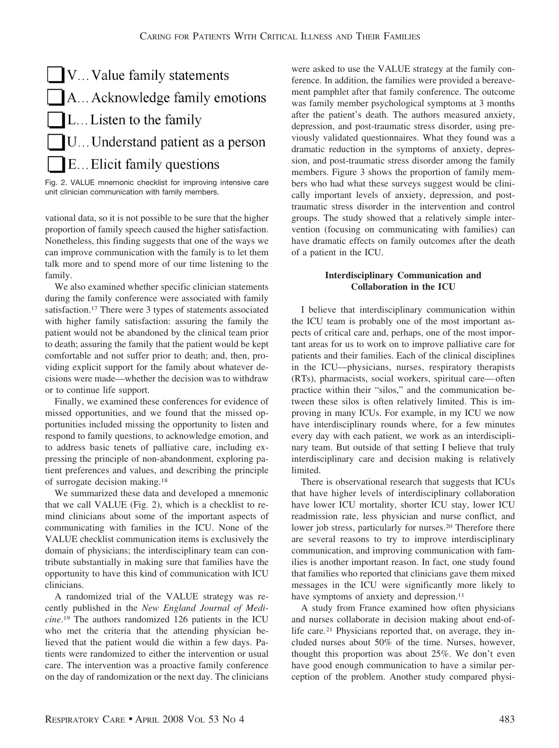- ☐ V… Value family statements
- ☐ A… Acknowledge family emotions
- ☐ L… Listen to the family
- ☐ U… Understand patient as a person
- ☐ E… Elicit family questions

Fig. 2. VALUE mnemonic checklist for improving intensive care unit clinician communication with family members.

vational data, so it is not possible to be sure that the higher proportion of family speech caused the higher satisfaction. Nonetheless, this finding suggests that one of the ways we can improve communication with the family is to let them talk more and to spend more of our time listening to the family.

We also examined whether specific clinician statements during the family conference were associated with family satisfaction.[17] There were 3 types of statements associated with higher family satisfaction: assuring the family the patient would not be abandoned by the clinical team prior to death; assuring the family that the patient would be kept comfortable and not suffer prior to death; and, then, providing explicit support for the family about whatever decisions were made—whether the decision was to withdraw or to continue life support.

Finally, we examined these conferences for evidence of missed opportunities, and we found that the missed opportunities included missing the opportunity to listen and respond to family questions, to acknowledge emotion, and to address basic tenets of palliative care, including expressing the principle of non-abandonment, exploring patient preferences and values, and describing the principle of surrogate decision making.[18]

We summarized these data and developed a mnemonic that we call VALUE (Fig. 2), which is a checklist to remind clinicians about some of the important aspects of communicating with families in the ICU. None of the VALUE checklist communication items is exclusively the domain of physicians; the interdisciplinary team can contribute substantially in making sure that families have the opportunity to have this kind of communication with ICU clinicians.

A randomized trial of the VALUE strategy was recently published in the *New England Journal of Medicine*.[19] The authors randomized 126 patients in the ICU who met the criteria that the attending physician believed that the patient would die within a few days. Patients were randomized to either the intervention or usual care. The intervention was a proactive family conference on the day of randomization or the next day. The clinicians were asked to use the VALUE strategy at the family conference. In addition, the families were provided a bereavement pamphlet after that family conference. The outcome was family member psychological symptoms at 3 months after the patient's death. The authors measured anxiety, depression, and post-traumatic stress disorder, using previously validated questionnaires. What they found was a dramatic reduction in the symptoms of anxiety, depression, and post-traumatic stress disorder among the family members. Figure 3 shows the proportion of family members who had what these surveys suggest would be clinically important levels of anxiety, depression, and post-traumatic stress disorder in the intervention and control groups. The study showed that a relatively simple intervention (focusing on communicating with families) can have dramatic effects on family outcomes after the death of a patient in the ICU.

## Interdisciplinary Communication and Collaboration in the ICU

I believe that interdisciplinary communication within the ICU team is probably one of the most important aspects of critical care and, perhaps, one of the most important areas for us to work on to improve palliative care for patients and their families. Each of the clinical disciplines in the ICU—physicians, nurses, respiratory therapists (RTs), pharmacists, social workers, spiritual care—often practice within their "silos," and the communication between these silos is often relatively limited. This is improving in many ICUs. For example, in my ICU we now have interdisciplinary rounds where, for a few minutes every day with each patient, we work as an interdisciplinary team. But outside of that setting I believe that truly interdisciplinary care and decision making is relatively limited.

There is observational research that suggests that ICUs that have higher levels of interdisciplinary collaboration have lower ICU mortality, shorter ICU stay, lower ICU readmission rate, less physician and nurse conflict, and lower job stress, particularly for nurses.[20] Therefore there are several reasons to try to improve interdisciplinary communication, and improving communication with families is another important reason. In fact, one study found that families who reported that clinicians gave them mixed messages in the ICU were significantly more likely to have symptoms of anxiety and depression.[11]

A study from France examined how often physicians and nurses collaborate in decision making about end-of-life care.[21] Physicians reported that, on average, they included nurses about 50% of the time. Nurses, however, thought this proportion was about 25%. We don't even have good enough communication to have a similar perception of the problem. Another study compared physi-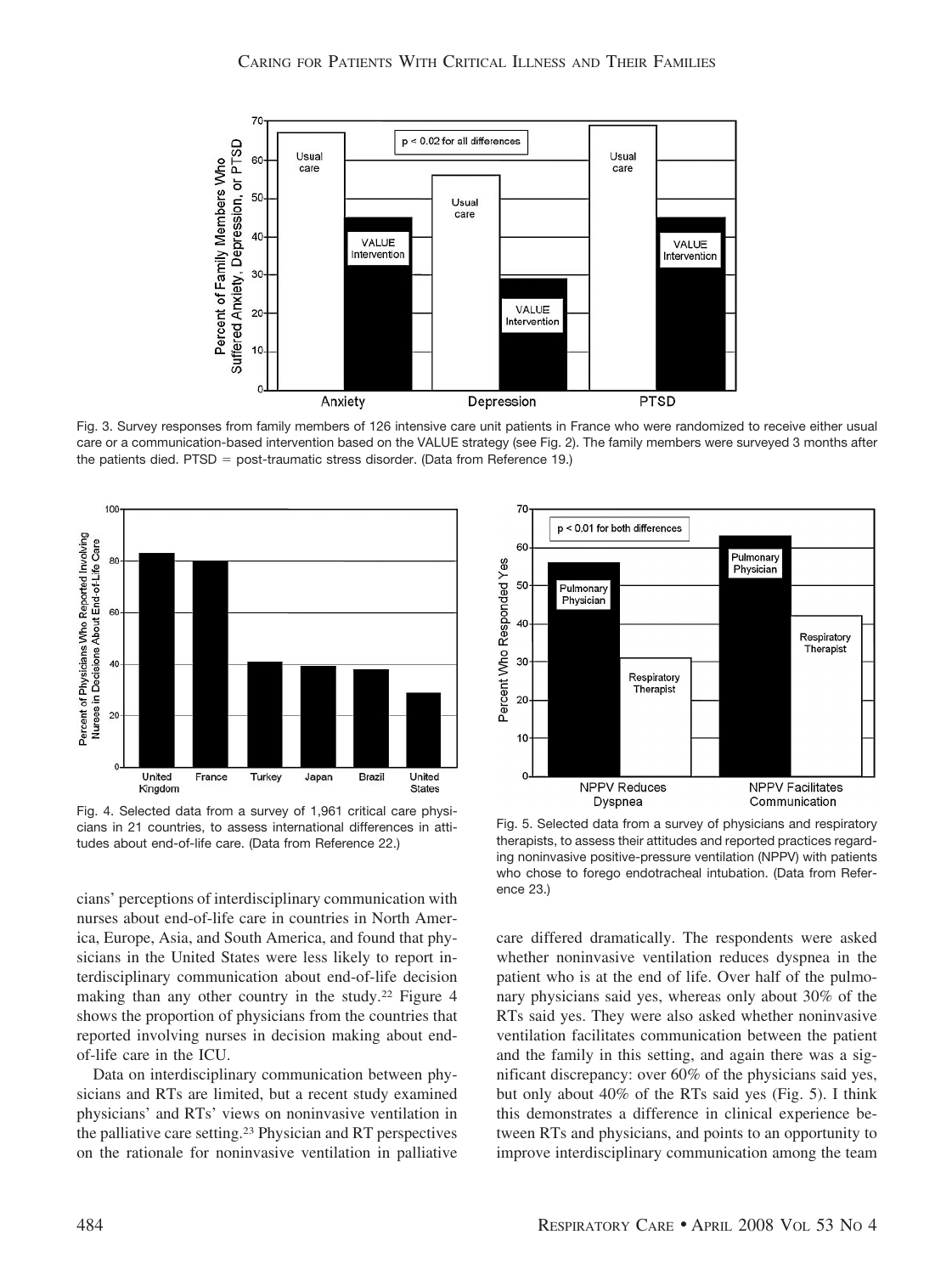Fig. 3. Survey responses from family members of 126 intensive care unit patients in France who were randomized to receive either usual care or a communication-based intervention based on the VALUE strategy (see Fig. 2). The family members were surveyed 3 months after the patients died. PTSD = post-traumatic stress disorder. (Data from Reference 19.)

Fig. 4. Selected data from a survey of 1,961 critical care physicians in 21 countries, to assess international differences in attitudes about end-of-life care. (Data from Reference 22.)

Fig. 5. Selected data from a survey of physicians and respiratory therapists, to assess their attitudes and reported practices regarding noninvasive positive-pressure ventilation (NPPV) with patients who chose to forego endotracheal intubation. (Data from Reference 23.)

cians' perceptions of interdisciplinary communication with nurses about end-of-life care in countries in North America, Europe, Asia, and South America, and found that physicians in the United States were less likely to report interdisciplinary communication about end-of-life decision making than any other country in the study.[22] Figure 4 shows the proportion of physicians from the countries that reported involving nurses in decision making about end-of-life care in the ICU.

Data on interdisciplinary communication between physicians and RTs are limited, but a recent study examined physicians' and RTs' views on noninvasive ventilation in the palliative care setting.[23] Physician and RT perspectives on the rationale for noninvasive ventilation in palliative care differed dramatically. The respondents were asked whether noninvasive ventilation reduces dyspnea in the patient who is at the end of life. Over half of the pulmonary physicians said yes, whereas only about 30% of the RTs said yes. They were also asked whether noninvasive ventilation facilitates communication between the patient and the family in this setting, and again there was a significant discrepancy: over 60% of the physicians said yes, but only about 40% of the RTs said yes (Fig. 5). I think this demonstrates a difference in clinical experience between RTs and physicians, and points to an opportunity to improve interdisciplinary communication among the team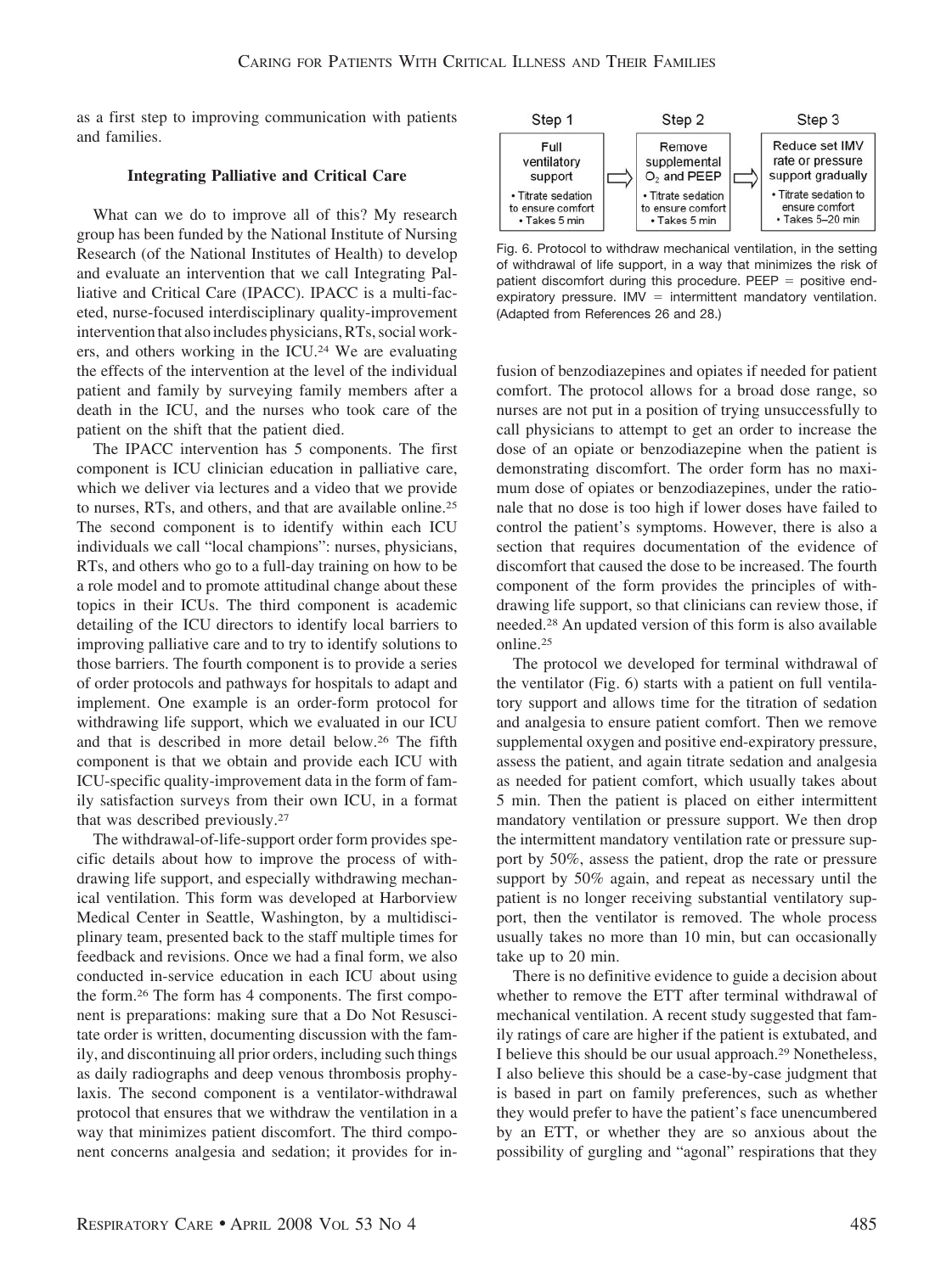as a first step to improving communication with patients and families.

### Integrating Palliative and Critical Care

What can we do to improve all of this? My research group has been funded by the National Institute of Nursing Research (of the National Institutes of Health) to develop and evaluate an intervention that we call Integrating Palliative and Critical Care (IPACC). IPACC is a multi-faceted, nurse-focused interdisciplinary quality-improvement intervention that also includes physicians, RTs, social workers, and others working in the ICU.[24] We are evaluating the effects of the intervention at the level of the individual patient and family by surveying family members after a death in the ICU, and the nurses who took care of the patient on the shift that the patient died.

The IPACC intervention has 5 components. The first component is ICU clinician education in palliative care, which we deliver via lectures and a video that we provide to nurses, RTs, and others, and that are available online.[25] The second component is to identify within each ICU individuals we call "local champions": nurses, physicians, RTs, and others who go to a full-day training on how to be a role model and to promote attitudinal change about these topics in their ICUs. The third component is academic detailing of the ICU directors to identify local barriers to improving palliative care and to try to identify solutions to those barriers. The fourth component is to provide a series of order protocols and pathways for hospitals to adapt and implement. One example is an order-form protocol for withdrawing life support, which we evaluated in our ICU and that is described in more detail below.[26] The fifth component is that we obtain and provide each ICU with ICU-specific quality-improvement data in the form of family satisfaction surveys from their own ICU, in a format that was described previously.[27]

The withdrawal-of-life-support order form provides specific details about how to improve the process of withdrawing life support, and especially withdrawing mechanical ventilation. This form was developed at Harborview Medical Center in Seattle, Washington, by a multidisciplinary team, presented back to the staff multiple times for feedback and revisions. Once we had a final form, we also conducted in-service education in each ICU about using the form.[26] The form has 4 components. The first component is preparations: making sure that a Do Not Resuscitate order is written, documenting discussion with the family, and discontinuing all prior orders, including such things as daily radiographs and deep venous thrombosis prophylaxis. The second component is a ventilator-withdrawal protocol that ensures that we withdraw the ventilation in a way that minimizes patient discomfort. The third component concerns analgesia and sedation; it provides for infusion of benzodiazepines and opiates if needed for patient comfort. The protocol allows for a broad dose range, so nurses are not put in a position of trying unsuccessfully to call physicians to attempt to get an order to increase the dose of an opiate or benzodiazepine when the patient is demonstrating discomfort. The order form has no maximum dose of opiates or benzodiazepines, under the rationale that no dose is too high if lower doses have failed to control the patient's symptoms. However, there is also a section that requires documentation of the evidence of discomfort that caused the dose to be increased. The fourth component of the form provides the principles of withdrawing life support, so that clinicians can review those, if needed.[28] An updated version of this form is also available online.[25]

| Step 1 | | Step 2 | | Step 3 |
|---|---|---|---|---|
| Full ventilatory support<br>• Titrate sedation to ensure comfort<br>• Takes 5 min | ⇨ | Remove supplemental $O_2$ and PEEP<br>• Titrate sedation to ensure comfort<br>• Takes 5 min | ⇨ | Reduce set IMV rate or pressure support gradually<br>• Titrate sedation to ensure comfort<br>• Takes 5–20 min |

Fig. 6. Protocol to withdraw mechanical ventilation, in the setting of withdrawal of life support, in a way that minimizes the risk of patient discomfort during this procedure. PEEP = positive end-expiratory pressure. IMV = intermittent mandatory ventilation. (Adapted from References 26 and 28.)

The protocol we developed for terminal withdrawal of the ventilator (Fig. 6) starts with a patient on full ventilatory support and allows time for the titration of sedation and analgesia to ensure patient comfort. Then we remove supplemental oxygen and positive end-expiratory pressure, assess the patient, and again titrate sedation and analgesia as needed for patient comfort, which usually takes about 5 min. Then the patient is placed on either intermittent mandatory ventilation or pressure support. We then drop the intermittent mandatory ventilation rate or pressure support by 50%, assess the patient, drop the rate or pressure support by 50% again, and repeat as necessary until the patient is no longer receiving substantial ventilatory support, then the ventilator is removed. The whole process usually takes no more than 10 min, but can occasionally take up to 20 min.

There is no definitive evidence to guide a decision about whether to remove the ETT after terminal withdrawal of mechanical ventilation. A recent study suggested that family ratings of care are higher if the patient is extubated, and I believe this should be our usual approach.[29] Nonetheless, I also believe this should be a case-by-case judgment that is based in part on family preferences, such as whether they would prefer to have the patient's face unencumbered by an ETT, or whether they are so anxious about the possibility of gurgling and "agonal" respirations that they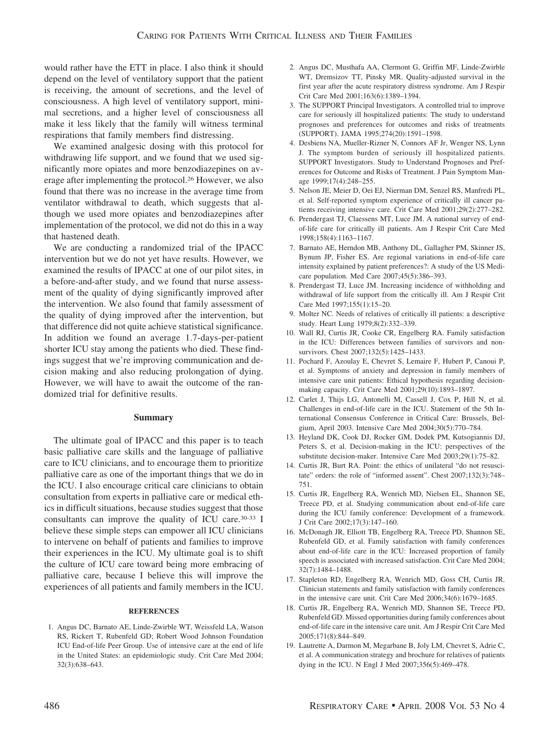would rather have the ETT in place. I also think it should depend on the level of ventilatory support that the patient is receiving, the amount of secretions, and the level of consciousness. A high level of ventilatory support, minimal secretions, and a higher level of consciousness all make it less likely that the family will witness terminal respirations that family members find distressing.

We examined analgesic dosing with this protocol for withdrawing life support, and we found that we used significantly more opiates and more benzodiazepines on average after implementing the protocol.[26] However, we also found that there was no increase in the average time from ventilator withdrawal to death, which suggests that although we used more opiates and benzodiazepines after implementation of the protocol, we did not do this in a way that hastened death.

We are conducting a randomized trial of the IPACC intervention but we do not yet have results. However, we examined the results of IPACC at one of our pilot sites, in a before-and-after study, and we found that nurse assessment of the quality of dying significantly improved after the intervention. We also found that family assessment of the quality of dying improved after the intervention, but that difference did not quite achieve statistical significance. In addition we found an average 1.7-days-per-patient shorter ICU stay among the patients who died. These findings suggest that we're improving communication and decision making and also reducing prolongation of dying. However, we will have to await the outcome of the randomized trial for definitive results.

## Summary

The ultimate goal of IPACC and this paper is to teach basic palliative care skills and the language of palliative care to ICU clinicians, and to encourage them to prioritize palliative care as one of the important things that we do in the ICU. I also encourage critical care clinicians to obtain consultation from experts in palliative care or medical ethics in difficult situations, because studies suggest that those consultants can improve the quality of ICU care.[30-33] I believe these simple steps can empower all ICU clinicians to intervene on behalf of patients and families to improve their experiences in the ICU. My ultimate goal is to shift the culture of ICU care toward being more embracing of palliative care, because I believe this will improve the experiences of all patients and family members in the ICU.

### REFERENCES

1. Angus DC, Barnato AE, Linde-Zwirble WT, Weissfeld LA, Watson RS, Rickert T, Rubenfeld GD; Robert Wood Johnson Foundation ICU End-of-life Peer Group. Use of intensive care at the end of life in the United States: an epidemiologic study. Crit Care Med 2004; 32(3):638–643.
2. Angus DC, Musthafa AA, Clermont G, Griffin MF, Linde-Zwirble WT, Dremsizov TT, Pinsky MR. Quality-adjusted survival in the first year after the acute respiratory distress syndrome. Am J Respir Crit Care Med 2001;163(6):1389–1394.
3. The SUPPORT Principal Investigators. A controlled trial to improve care for seriously ill hospitalized patients: The study to understand prognoses and preferences for outcomes and risks of treatments (SUPPORT). JAMA 1995;274(20):1591–1598.
4. Desbiens NA, Mueller-Rizner N, Connors AF Jr, Wenger NS, Lynn J. The symptom burden of seriously ill hospitalized patients. SUPPORT Investigators. Study to Understand Prognoses and Preferences for Outcome and Risks of Treatment. J Pain Symptom Manage 1999;17(4):248–255.
5. Nelson JE, Meier D, Oei EJ, Nierman DM, Senzel RS, Manfredi PL, et al. Self-reported symptom experience of critically ill cancer patients receiving intensive care. Crit Care Med 2001;29(2):277–282.
6. Prendergast TJ, Claessens MT, Luce JM. A national survey of end-of-life care for critically ill patients. Am J Respir Crit Care Med 1998;158(4):1163–1167.
7. Barnato AE, Herndon MB, Anthony DL, Gallagher PM, Skinner JS, Bynum JP, Fisher ES. Are regional variations in end-of-life care intensity explained by patient preferences?: A study of the US Medicare population. Med Care 2007;45(5):386–393.
8. Prendergast TJ, Luce JM. Increasing incidence of withholding and withdrawal of life support from the critically ill. Am J Respir Crit Care Med 1997;155(1):15–20.
9. Molter NC. Needs of relatives of critically ill patients: a descriptive study. Heart Lung 1979;8(2):332–339.
10. Wall RJ, Curtis JR, Cooke CR, Engelberg RA. Family satisfaction in the ICU: Differences between families of survivors and nonsurvivors. Chest 2007;132(5):1425–1433.
11. Pochard F, Azoulay E, Chevret S, Lemaire F, Hubert P, Canoui P, et al. Symptoms of anxiety and depression in family members of intensive care unit patients: Ethical hypothesis regarding decision-making capacity. Crit Care Med 2001;29(10):1893–1897.
12. Carlet J, Thijs LG, Antonelli M, Cassell J, Cox P, Hill N, et al. Challenges in end-of-life care in the ICU. Statement of the 5th International Consensus Conference in Critical Care: Brussels, Belgium, April 2003. Intensive Care Med 2004;30(5):770–784.
13. Heyland DK, Cook DJ, Rocker GM, Dodek PM, Kutsogiannis DJ, Peters S, et al. Decision-making in the ICU: perspectives of the substitute decision-maker. Intensive Care Med 2003;29(1):75–82.
14. Curtis JR, Burt RA. Point: the ethics of unilateral "do not resuscitate" orders: the role of "informed assent". Chest 2007;132(3):748–751.
15. Curtis JR, Engelberg RA, Wenrich MD, Nielsen EL, Shannon SE, Treece PD, et al. Studying communication about end-of-life care during the ICU family conference: Development of a framework. J Crit Care 2002;17(3):147–160.
16. McDonagh JR, Elliott TB, Engelberg RA, Treece PD, Shannon SE, Rubenfeld GD, et al. Family satisfaction with family conferences about end-of-life care in the ICU: Increased proportion of family speech is associated with increased satisfaction. Crit Care Med 2004; 32(7):1484–1488.
17. Stapleton RD, Engelberg RA, Wenrich MD, Goss CH, Curtis JR. Clinician statements and family satisfaction with family conferences in the intensive care unit. Crit Care Med 2006;34(6):1679–1685.
18. Curtis JR, Engelberg RA, Wenrich MD, Shannon SE, Treece PD, Rubenfeld GD. Missed opportunities during family conferences about end-of-life care in the intensive care unit. Am J Respir Crit Care Med 2005;171(8):844–849.
19. Lautrette A, Darmon M, Megarbane B, Joly LM, Chevret S, Adrie C, et al. A communication strategy and brochure for relatives of patients dying in the ICU. N Engl J Med 2007;356(5):469–478.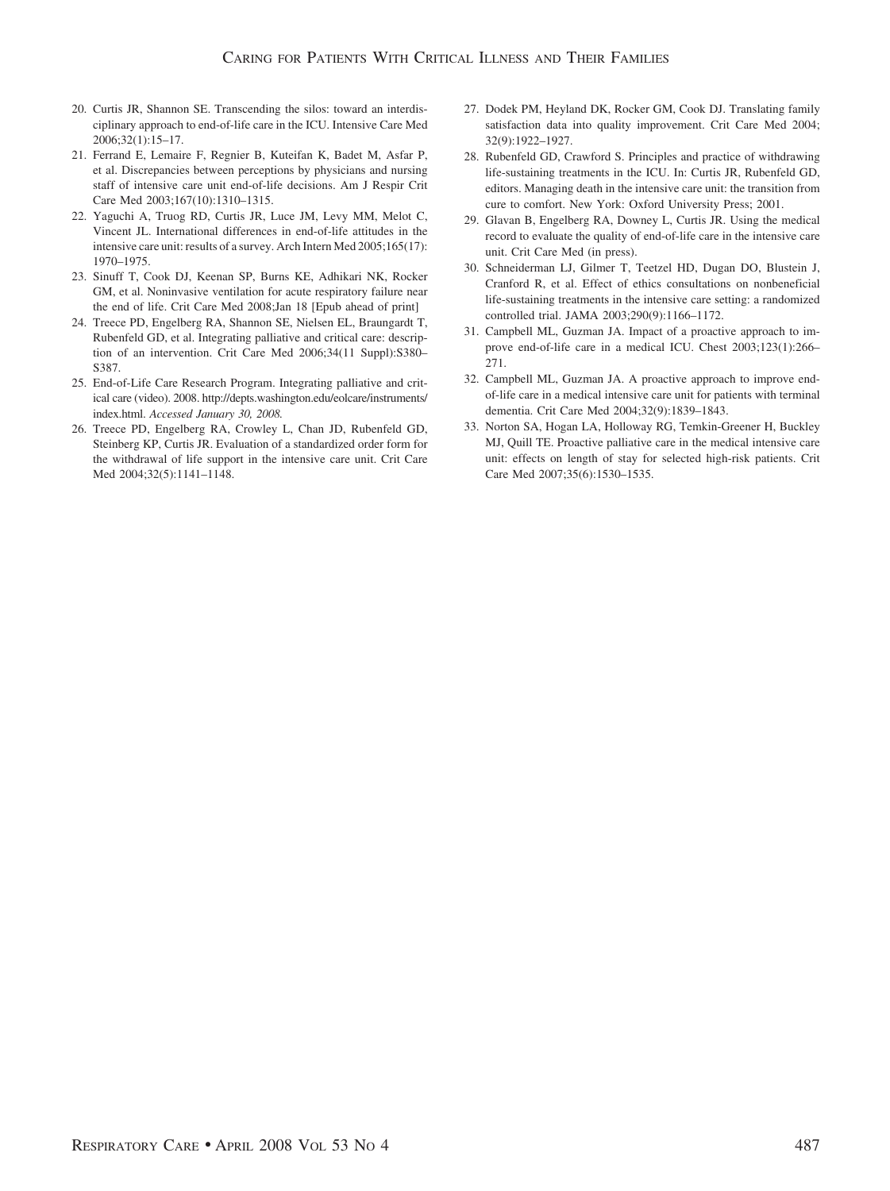20. Curtis JR, Shannon SE. Transcending the silos: toward an interdisciplinary approach to end-of-life care in the ICU. Intensive Care Med 2006;32(1):15–17.
21. Ferrand E, Lemaire F, Regnier B, Kuteifan K, Badet M, Asfar P, et al. Discrepancies between perceptions by physicians and nursing staff of intensive care unit end-of-life decisions. Am J Respir Crit Care Med 2003;167(10):1310–1315.
22. Yaguchi A, Truog RD, Curtis JR, Luce JM, Levy MM, Melot C, Vincent JL. International differences in end-of-life attitudes in the intensive care unit: results of a survey. Arch Intern Med 2005;165(17): 1970–1975.
23. Sinuff T, Cook DJ, Keenan SP, Burns KE, Adhikari NK, Rocker GM, et al. Noninvasive ventilation for acute respiratory failure near the end of life. Crit Care Med 2008;Jan 18 [Epub ahead of print]
24. Treece PD, Engelberg RA, Shannon SE, Nielsen EL, Braungardt T, Rubenfeld GD, et al. Integrating palliative and critical care: description of an intervention. Crit Care Med 2006;34(11 Suppl):S380–S387.
25. End-of-Life Care Research Program. Integrating palliative and critical care (video). 2008. http://depts.washington.edu/eolcare/instruments/index.html. *Accessed January 30, 2008.*
26. Treece PD, Engelberg RA, Crowley L, Chan JD, Rubenfeld GD, Steinberg KP, Curtis JR. Evaluation of a standardized order form for the withdrawal of life support in the intensive care unit. Crit Care Med 2004;32(5):1141–1148.
27. Dodek PM, Heyland DK, Rocker GM, Cook DJ. Translating family satisfaction data into quality improvement. Crit Care Med 2004; 32(9):1922–1927.
28. Rubenfeld GD, Crawford S. Principles and practice of withdrawing life-sustaining treatments in the ICU. In: Curtis JR, Rubenfeld GD, editors. Managing death in the intensive care unit: the transition from cure to comfort. New York: Oxford University Press; 2001.
29. Glavan B, Engelberg RA, Downey L, Curtis JR. Using the medical record to evaluate the quality of end-of-life care in the intensive care unit. Crit Care Med (in press).
30. Schneiderman LJ, Gilmer T, Teetzel HD, Dugan DO, Blustein J, Cranford R, et al. Effect of ethics consultations on nonbeneficial life-sustaining treatments in the intensive care setting: a randomized controlled trial. JAMA 2003;290(9):1166–1172.
31. Campbell ML, Guzman JA. Impact of a proactive approach to improve end-of-life care in a medical ICU. Chest 2003;123(1):266–271.
32. Campbell ML, Guzman JA. A proactive approach to improve end-of-life care in a medical intensive care unit for patients with terminal dementia. Crit Care Med 2004;32(9):1839–1843.
33. Norton SA, Hogan LA, Holloway RG, Temkin-Greener H, Buckley MJ, Quill TE. Proactive palliative care in the medical intensive care unit: effects on length of stay for selected high-risk patients. Crit Care Med 2007;35(6):1530–1535.